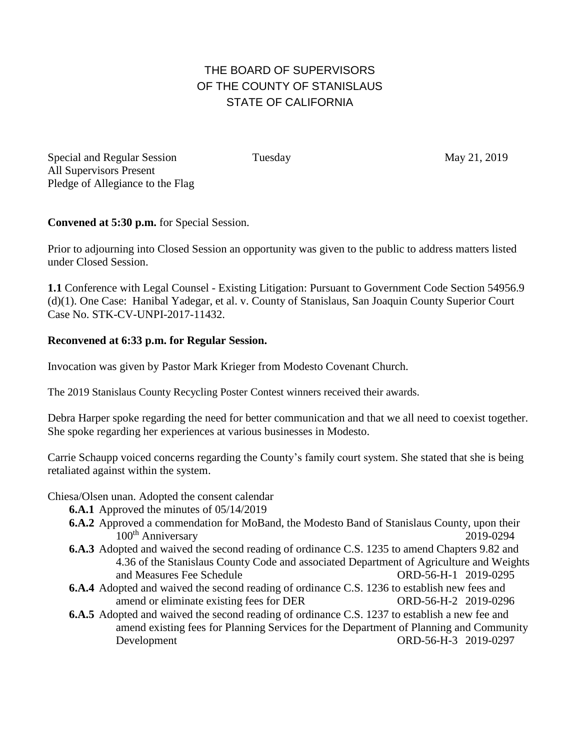# THE BOARD OF SUPERVISORS
# OF THE COUNTY OF STANISLAUS
# STATE OF CALIFORNIA

Special and Regular Session    Tuesday    May 21, 2019
All Supervisors Present
Pledge of Allegiance to the Flag

**Convened at 5:30 p.m.** for Special Session.

Prior to adjourning into Closed Session an opportunity was given to the public to address matters listed under Closed Session.

**1.1** Conference with Legal Counsel - Existing Litigation: Pursuant to Government Code Section 54956.9 (d)(1). One Case: Hanibal Yadegar, et al. v. County of Stanislaus, San Joaquin County Superior Court Case No. STK-CV-UNPI-2017-11432.

**Reconvened at 6:33 p.m. for Regular Session.**

Invocation was given by Pastor Mark Krieger from Modesto Covenant Church.

The 2019 Stanislaus County Recycling Poster Contest winners received their awards.

Debra Harper spoke regarding the need for better communication and that we all need to coexist together. She spoke regarding her experiences at various businesses in Modesto.

Carrie Schaupp voiced concerns regarding the County's family court system. She stated that she is being retaliated against within the system.

Chiesa/Olsen unan. Adopted the consent calendar

- **6.A.1** Approved the minutes of 05/14/2019
- **6.A.2** Approved a commendation for MoBand, the Modesto Band of Stanislaus County, upon their 100th Anniversary 2019-0294
- **6.A.3** Adopted and waived the second reading of ordinance C.S. 1235 to amend Chapters 9.82 and 4.36 of the Stanislaus County Code and associated Department of Agriculture and Weights and Measures Fee Schedule ORD-56-H-1 2019-0295
- **6.A.4** Adopted and waived the second reading of ordinance C.S. 1236 to establish new fees and amend or eliminate existing fees for DER ORD-56-H-2 2019-0296
- **6.A.5** Adopted and waived the second reading of ordinance C.S. 1237 to establish a new fee and amend existing fees for Planning Services for the Department of Planning and Community Development ORD-56-H-3 2019-0297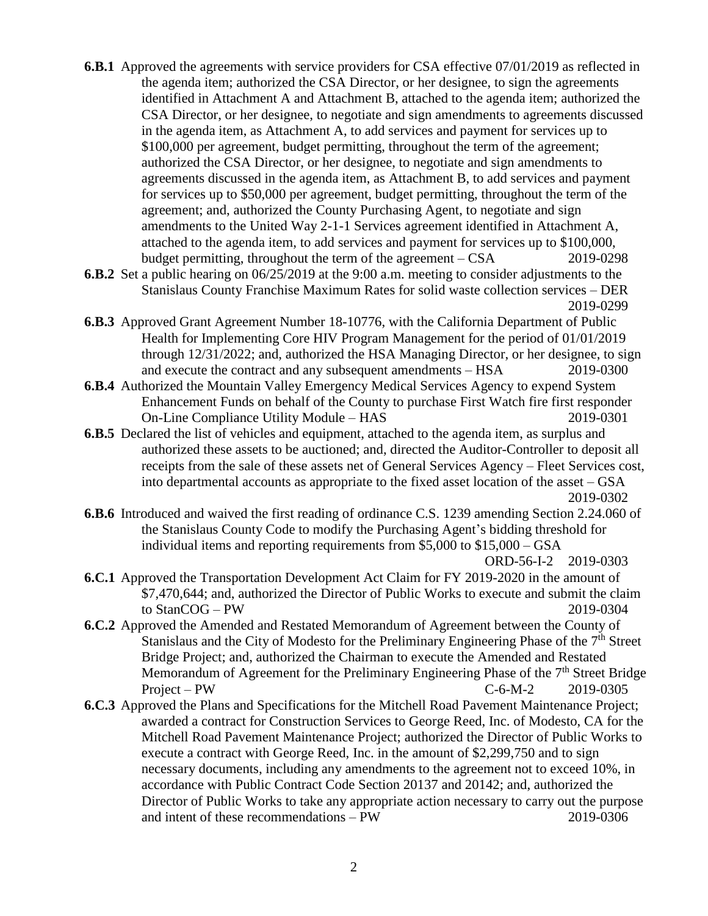**6.B.1** Approved the agreements with service providers for CSA effective 07/01/2019 as reflected in the agenda item; authorized the CSA Director, or her designee, to sign the agreements identified in Attachment A and Attachment B, attached to the agenda item; authorized the CSA Director, or her designee, to negotiate and sign amendments to agreements discussed in the agenda item, as Attachment A, to add services and payment for services up to $100,000 per agreement, budget permitting, throughout the term of the agreement; authorized the CSA Director, or her designee, to negotiate and sign amendments to agreements discussed in the agenda item, as Attachment B, to add services and payment for services up to $50,000 per agreement, budget permitting, throughout the term of the agreement; and, authorized the County Purchasing Agent, to negotiate and sign amendments to the United Way 2-1-1 Services agreement identified in Attachment A, attached to the agenda item, to add services and payment for services up to $100,000, budget permitting, throughout the term of the agreement – CSA 2019-0298

**6.B.2** Set a public hearing on 06/25/2019 at the 9:00 a.m. meeting to consider adjustments to the Stanislaus County Franchise Maximum Rates for solid waste collection services – DER 2019-0299

**6.B.3** Approved Grant Agreement Number 18-10776, with the California Department of Public Health for Implementing Core HIV Program Management for the period of 01/01/2019 through 12/31/2022; and, authorized the HSA Managing Director, or her designee, to sign and execute the contract and any subsequent amendments – HSA 2019-0300

**6.B.4** Authorized the Mountain Valley Emergency Medical Services Agency to expend System Enhancement Funds on behalf of the County to purchase First Watch fire first responder On-Line Compliance Utility Module – HAS 2019-0301

**6.B.5** Declared the list of vehicles and equipment, attached to the agenda item, as surplus and authorized these assets to be auctioned; and, directed the Auditor-Controller to deposit all receipts from the sale of these assets net of General Services Agency – Fleet Services cost, into departmental accounts as appropriate to the fixed asset location of the asset – GSA 2019-0302

**6.B.6** Introduced and waived the first reading of ordinance C.S. 1239 amending Section 2.24.060 of the Stanislaus County Code to modify the Purchasing Agent's bidding threshold for individual items and reporting requirements from $5,000 to $15,000 – GSA ORD-56-I-2 2019-0303

**6.C.1** Approved the Transportation Development Act Claim for FY 2019-2020 in the amount of $7,470,644; and, authorized the Director of Public Works to execute and submit the claim to StanCOG – PW 2019-0304

**6.C.2** Approved the Amended and Restated Memorandum of Agreement between the County of Stanislaus and the City of Modesto for the Preliminary Engineering Phase of the 7th Street Bridge Project; and, authorized the Chairman to execute the Amended and Restated Memorandum of Agreement for the Preliminary Engineering Phase of the 7th Street Bridge Project – PW C-6-M-2 2019-0305

**6.C.3** Approved the Plans and Specifications for the Mitchell Road Pavement Maintenance Project; awarded a contract for Construction Services to George Reed, Inc. of Modesto, CA for the Mitchell Road Pavement Maintenance Project; authorized the Director of Public Works to execute a contract with George Reed, Inc. in the amount of $2,299,750 and to sign necessary documents, including any amendments to the agreement not to exceed 10%, in accordance with Public Contract Code Section 20137 and 20142; and, authorized the Director of Public Works to take any appropriate action necessary to carry out the purpose and intent of these recommendations – PW 2019-0306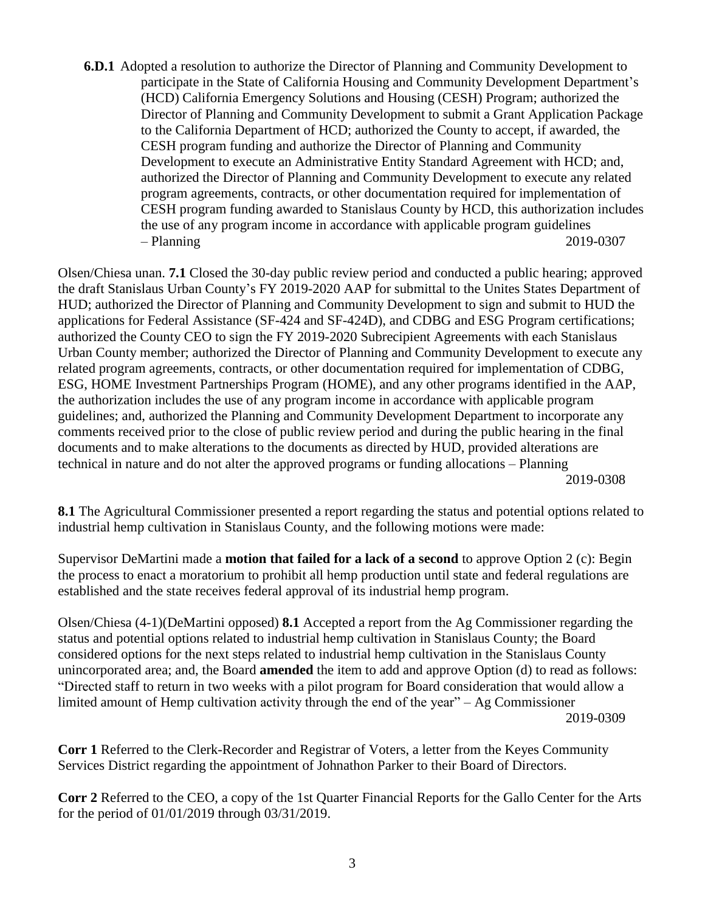**6.D.1** Adopted a resolution to authorize the Director of Planning and Community Development to participate in the State of California Housing and Community Development Department's (HCD) California Emergency Solutions and Housing (CESH) Program; authorized the Director of Planning and Community Development to submit a Grant Application Package to the California Department of HCD; authorized the County to accept, if awarded, the CESH program funding and authorize the Director of Planning and Community Development to execute an Administrative Entity Standard Agreement with HCD; and, authorized the Director of Planning and Community Development to execute any related program agreements, contracts, or other documentation required for implementation of CESH program funding awarded to Stanislaus County by HCD, this authorization includes the use of any program income in accordance with applicable program guidelines – Planning 2019-0307

Olsen/Chiesa unan. **7.1** Closed the 30-day public review period and conducted a public hearing; approved the draft Stanislaus Urban County's FY 2019-2020 AAP for submittal to the Unites States Department of HUD; authorized the Director of Planning and Community Development to sign and submit to HUD the applications for Federal Assistance (SF-424 and SF-424D), and CDBG and ESG Program certifications; authorized the County CEO to sign the FY 2019-2020 Subrecipient Agreements with each Stanislaus Urban County member; authorized the Director of Planning and Community Development to execute any related program agreements, contracts, or other documentation required for implementation of CDBG, ESG, HOME Investment Partnerships Program (HOME), and any other programs identified in the AAP, the authorization includes the use of any program income in accordance with applicable program guidelines; and, authorized the Planning and Community Development Department to incorporate any comments received prior to the close of public review period and during the public hearing in the final documents and to make alterations to the documents as directed by HUD, provided alterations are technical in nature and do not alter the approved programs or funding allocations – Planning 2019-0308

**8.1** The Agricultural Commissioner presented a report regarding the status and potential options related to industrial hemp cultivation in Stanislaus County, and the following motions were made:

Supervisor DeMartini made a **motion that failed for a lack of a second** to approve Option 2 (c): Begin the process to enact a moratorium to prohibit all hemp production until state and federal regulations are established and the state receives federal approval of its industrial hemp program.

Olsen/Chiesa (4-1)(DeMartini opposed) **8.1** Accepted a report from the Ag Commissioner regarding the status and potential options related to industrial hemp cultivation in Stanislaus County; the Board considered options for the next steps related to industrial hemp cultivation in the Stanislaus County unincorporated area; and, the Board **amended** the item to add and approve Option (d) to read as follows: "Directed staff to return in two weeks with a pilot program for Board consideration that would allow a limited amount of Hemp cultivation activity through the end of the year" – Ag Commissioner 2019-0309

**Corr 1** Referred to the Clerk-Recorder and Registrar of Voters, a letter from the Keyes Community Services District regarding the appointment of Johnathon Parker to their Board of Directors.

**Corr 2** Referred to the CEO, a copy of the 1st Quarter Financial Reports for the Gallo Center for the Arts for the period of 01/01/2019 through 03/31/2019.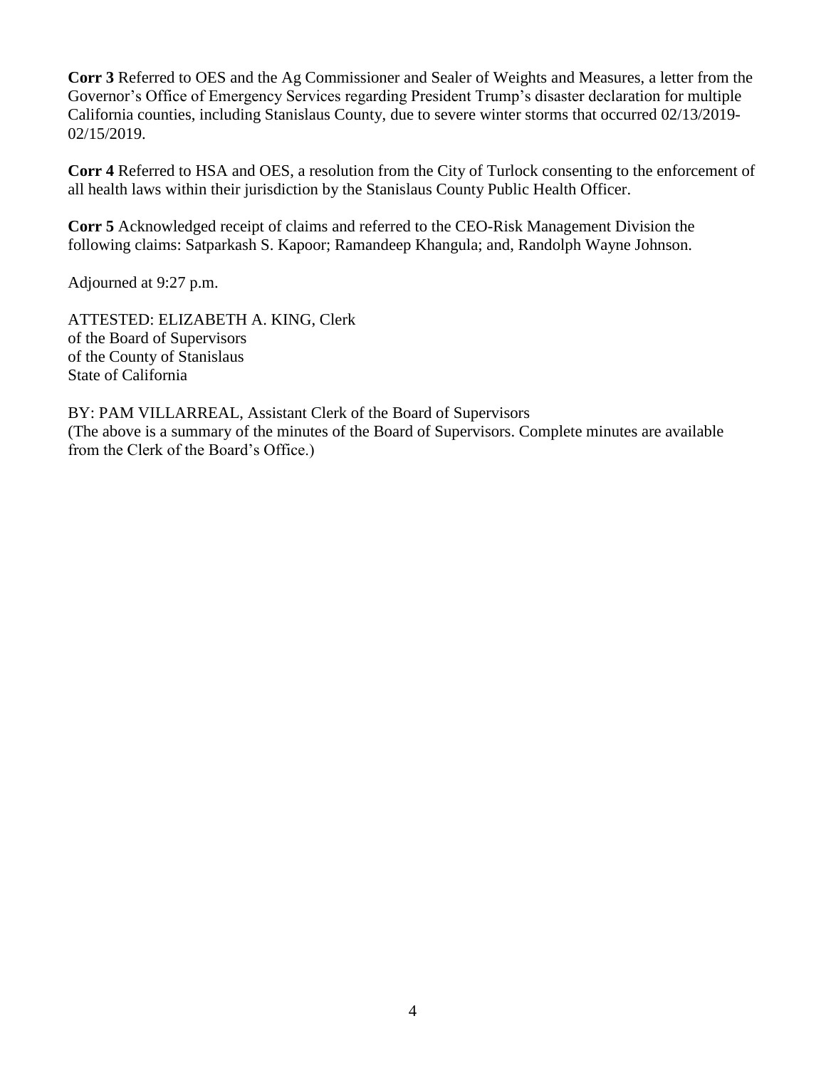**Corr 3** Referred to OES and the Ag Commissioner and Sealer of Weights and Measures, a letter from the Governor's Office of Emergency Services regarding President Trump's disaster declaration for multiple California counties, including Stanislaus County, due to severe winter storms that occurred 02/13/2019-02/15/2019.

**Corr 4** Referred to HSA and OES, a resolution from the City of Turlock consenting to the enforcement of all health laws within their jurisdiction by the Stanislaus County Public Health Officer.

**Corr 5** Acknowledged receipt of claims and referred to the CEO-Risk Management Division the following claims: Satparkash S. Kapoor; Ramandeep Khangula; and, Randolph Wayne Johnson.

Adjourned at 9:27 p.m.

ATTESTED: ELIZABETH A. KING, Clerk
of the Board of Supervisors
of the County of Stanislaus
State of California

BY: PAM VILLARREAL, Assistant Clerk of the Board of Supervisors
(The above is a summary of the minutes of the Board of Supervisors. Complete minutes are available from the Clerk of the Board's Office.)